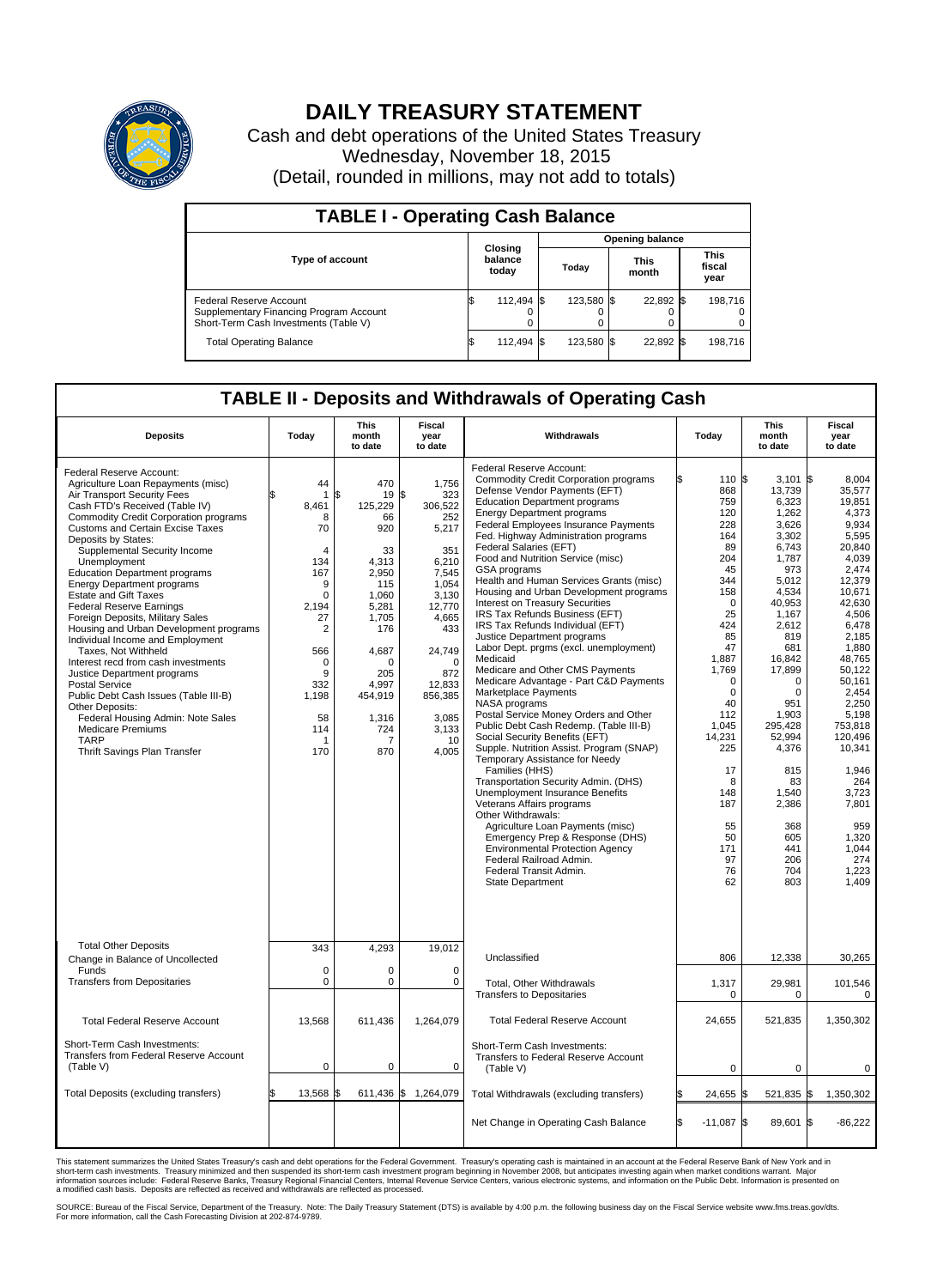# DAILY TREASURY STATEMENT

Cash and debt operations of the United States Treasury
Wednesday, November 18, 2015
(Detail, rounded in millions, may not add to totals)

## TABLE I - Operating Cash Balance

| Type of account | Closing balance today | Opening balance Today | Opening balance This month | Opening balance This fiscal year |
|---|---|---|---|---|
| Federal Reserve Account | $ 112,494 | $ 123,580 | $ 22,892 | $ 198,716 |
| Supplementary Financing Program Account | 0 | 0 | 0 | 0 |
| Short-Term Cash Investments (Table V) | 0 | 0 | 0 | 0 |
| Total Operating Balance | $ 112,494 | $ 123,580 | $ 22,892 | $ 198,716 |

## TABLE II - Deposits and Withdrawals of Operating Cash

| Deposits | Today | This month to date | Fiscal year to date | Withdrawals | Today | This month to date | Fiscal year to date |
|---|---|---|---|---|---|---|---|
| Federal Reserve Account: | | | | Federal Reserve Account: | | | |
| Agriculture Loan Repayments (misc) | 44 | 470 | 1,756 | Commodity Credit Corporation programs | $ 110 | $ 3,101 | $ 8,004 |
| Air Transport Security Fees | $ 1 | $ 19 | $ 323 | Defense Vendor Payments (EFT) | 868 | 13,739 | 35,577 |
| Cash FTD's Received (Table IV) | 8,461 | 125,229 | 306,522 | Education Department programs | 759 | 6,323 | 19,851 |
| Commodity Credit Corporation programs | 8 | 66 | 252 | Energy Department programs | 120 | 1,262 | 4,373 |
| Customs and Certain Excise Taxes | 70 | 920 | 5,217 | Federal Employees Insurance Payments | 228 | 3,626 | 9,934 |
| Deposits by States: | | | | Fed. Highway Administration programs | 164 | 3,302 | 5,595 |
| Supplemental Security Income | 4 | 33 | 351 | Federal Salaries (EFT) | 89 | 6,743 | 20,840 |
| Unemployment | 134 | 4,313 | 6,210 | Food and Nutrition Service (misc) | 204 | 1,787 | 4,039 |
| Education Department programs | 167 | 2,950 | 7,545 | GSA programs | 45 | 973 | 2,474 |
| Energy Department programs | 9 | 115 | 1,054 | Health and Human Services Grants (misc) | 344 | 5,012 | 12,379 |
| Estate and Gift Taxes | 0 | 1,060 | 3,130 | Housing and Urban Development programs | 158 | 4,534 | 10,671 |
| Federal Reserve Earnings | 2,194 | 5,281 | 12,770 | Interest on Treasury Securities | 0 | 40,953 | 42,630 |
| Foreign Deposits, Military Sales | 27 | 1,705 | 4,665 | IRS Tax Refunds Business (EFT) | 25 | 1,167 | 4,506 |
| Housing and Urban Development programs | 2 | 176 | 433 | IRS Tax Refunds Individual (EFT) | 424 | 2,612 | 6,478 |
| Individual Income and Employment Taxes, Not Withheld | 566 | 4,687 | 24,749 | Justice Department programs | 85 | 819 | 2,185 |
| Interest recd from cash investments | 0 | 0 | 0 | Labor Dept. prgms (excl. unemployment) | 47 | 681 | 1,880 |
| Justice Department programs | 9 | 205 | 872 | Medicaid | 1,887 | 16,842 | 48,765 |
| Postal Service | 332 | 4,997 | 12,833 | Medicare and Other CMS Payments | 1,769 | 17,899 | 50,122 |
| Public Debt Cash Issues (Table III-B) | 1,198 | 454,919 | 856,385 | Medicare Advantage - Part C&D Payments | 0 | 0 | 50,161 |
| Other Deposits: | | | | Marketplace Payments | 0 | 0 | 2,454 |
| Federal Housing Admin: Note Sales | 58 | 1,316 | 3,085 | NASA programs | 40 | 951 | 2,250 |
| Medicare Premiums | 114 | 724 | 3,133 | Postal Service Money Orders and Other | 112 | 1,903 | 5,198 |
| TARP | 1 | 7 | 10 | Public Debt Cash Redemp. (Table III-B) | 1,045 | 295,428 | 753,818 |
| Thrift Savings Plan Transfer | 170 | 870 | 4,005 | Social Security Benefits (EFT) | 14,231 | 52,994 | 120,496 |
| | | | | Supple. Nutrition Assist. Program (SNAP) | 225 | 4,376 | 10,341 |
| | | | | Temporary Assistance for Needy Families (HHS) | 17 | 815 | 1,946 |
| | | | | Transportation Security Admin. (DHS) | 8 | 83 | 264 |
| | | | | Unemployment Insurance Benefits | 148 | 1,540 | 3,723 |
| | | | | Veterans Affairs programs | 187 | 2,386 | 7,801 |
| | | | | Other Withdrawals: | | | |
| | | | | Agriculture Loan Payments (misc) | 55 | 368 | 959 |
| | | | | Emergency Prep & Response (DHS) | 50 | 605 | 1,320 |
| | | | | Environmental Protection Agency | 171 | 441 | 1,044 |
| | | | | Federal Railroad Admin. | 97 | 206 | 274 |
| | | | | Federal Transit Admin. | 76 | 704 | 1,223 |
| | | | | State Department | 62 | 803 | 1,409 |
| Total Other Deposits | 343 | 4,293 | 19,012 | Unclassified | 806 | 12,338 | 30,265 |
| Change in Balance of Uncollected Funds | 0 | 0 | 0 | | | | |
| Transfers from Depositaries | 0 | 0 | 0 | Total, Other Withdrawals | 1,317 | 29,981 | 101,546 |
| | | | | Transfers to Depositaries | 0 | 0 | 0 |
| Total Federal Reserve Account | 13,568 | 611,436 | 1,264,079 | Total Federal Reserve Account | 24,655 | 521,835 | 1,350,302 |
| Short-Term Cash Investments: Transfers from Federal Reserve Account (Table V) | 0 | 0 | 0 | Short-Term Cash Investments: Transfers to Federal Reserve Account (Table V) | 0 | 0 | 0 |
| Total Deposits (excluding transfers) | $ 13,568 | $ 611,436 | $ 1,264,079 | Total Withdrawals (excluding transfers) | $ 24,655 | $ 521,835 | $ 1,350,302 |
| | | | | Net Change in Operating Cash Balance | $ -11,087 | $ 89,601 | $ -86,222 |

This statement summarizes the United States Treasury's cash and debt operations for the Federal Government. Treasury's operating cash is maintained in an account at the Federal Reserve Bank of New York and in short-term cash investments. Treasury minimized and then suspended its short-term cash investment program beginning in November 2008, but anticipates investing again when market conditions warrant. Major information sources include: Federal Reserve Banks, Treasury Regional Financial Centers, Internal Revenue Service Centers, various electronic systems, and information on the Public Debt. Information is presented on a modified cash basis. Deposits are reflected as received and withdrawals are reflected as processed.

SOURCE: Bureau of the Fiscal Service, Department of the Treasury. Note: The Daily Treasury Statement (DTS) is available by 4:00 p.m. the following business day on the Fiscal Service website www.fms.treas.gov/dts. For more information, call the Cash Forecasting Division at 202-874-9789.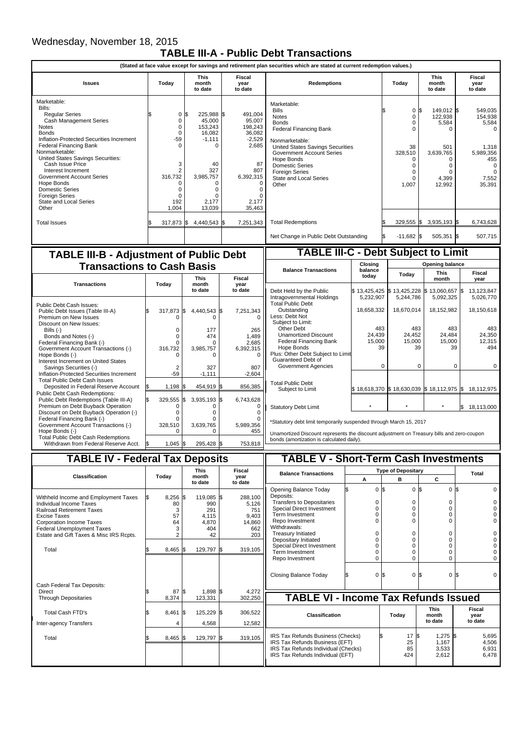Wednesday, November 18, 2015

# TABLE III-A - Public Debt Transactions

(Stated at face value except for savings and retirement plan securities which are stated at current redemption values.)

| Issues | Today | This month to date | Fiscal year to date |
|---|---|---|---|
| Marketable: | | | |
| Bills: | | | |
| Regular Series | $ 0 | $ 225,988 | $ 491,004 |
| Cash Management Series | 0 | 45,000 | 95,007 |
| Notes | 0 | 153,243 | 198,243 |
| Bonds | 0 | 16,082 | 36,082 |
| Inflation-Protected Securities Increment | -59 | -1,111 | -2,529 |
| Federal Financing Bank | 0 | 0 | 2,685 |
| Nonmarketable: | | | |
| United States Savings Securities: | | | |
| Cash Issue Price | 3 | 40 | 87 |
| Interest Increment | 2 | 327 | 807 |
| Government Account Series | 316,732 | 3,985,757 | 6,392,315 |
| Hope Bonds | 0 | 0 | 0 |
| Domestic Series | 0 | 0 | 0 |
| Foreign Series | 0 | 0 | 0 |
| State and Local Series | 192 | 2,177 | 2,177 |
| Other | 1,004 | 13,039 | 35,463 |
| Total Issues | $ 317,873 | $ 4,440,543 | $ 7,251,343 |

| Redemptions | Today | This month to date | Fiscal year to date |
|---|---|---|---|
| Marketable: | | | |
| Bills | $ 0 | $ 149,012 | $ 549,035 |
| Notes | 0 | 122,938 | 154,938 |
| Bonds | 0 | 5,584 | 5,584 |
| Federal Financing Bank | 0 | 0 | 0 |
| Nonmarketable: | | | |
| United States Savings Securities | 38 | 501 | 1,318 |
| Government Account Series | 328,510 | 3,639,765 | 5,989,356 |
| Hope Bonds | 0 | 0 | 455 |
| Domestic Series | 0 | 0 | 0 |
| Foreign Series | 0 | 0 | 0 |
| State and Local Series | 0 | 4,399 | 7,552 |
| Other | 1,007 | 12,992 | 35,391 |
| Total Redemptions | $ 329,555 | $ 3,935,193 | $ 6,743,628 |
| Net Change in Public Debt Outstanding | $ -11,682 | $ 505,351 | $ 507,715 |

# TABLE III-B - Adjustment of Public Debt Transactions to Cash Basis

| Transactions | Today | This month to date | Fiscal year to date |
|---|---|---|---|
| Public Debt Cash Issues: | | | |
| Public Debt Issues (Table III-A) | $ 317,873 | $ 4,440,543 | $ 7,251,343 |
| Premium on New Issues | 0 | 0 | 0 |
| Discount on New Issues: | | | |
| Bills (-) | 0 | 177 | 265 |
| Bonds and Notes (-) | 0 | 474 | 1,489 |
| Federal Financing Bank (-) | 0 | 0 | 2,685 |
| Government Account Transactions (-) | 316,732 | 3,985,757 | 6,392,315 |
| Hope Bonds (-) | 0 | 0 | 0 |
| Interest Increment on United States Savings Securities (-) | 2 | 327 | 807 |
| Inflation-Protected Securities Increment | -59 | -1,111 | -2,604 |
| Total Public Debt Cash Issues Deposited in Federal Reserve Account | $ 1,198 | $ 454,919 | $ 856,385 |
| Public Debt Cash Redemptions: | | | |
| Public Debt Redemptions (Table III-A) | $ 329,555 | $ 3,935,193 | $ 6,743,628 |
| Premium on Debt Buyback Operation | 0 | 0 | 0 |
| Discount on Debt Buyback Operation (-) | 0 | 0 | 0 |
| Federal Financing Bank (-) | 0 | 0 | 0 |
| Government Account Transactions (-) | 328,510 | 3,639,765 | 5,989,356 |
| Hope Bonds (-) | 0 | 0 | 455 |
| Total Public Debt Cash Redemptions Withdrawn from Federal Reserve Acct. | $ 1,045 | $ 295,428 | $ 753,818 |

# TABLE III-C - Debt Subject to Limit

| Balance Transactions | Closing balance today | Opening balance Today | Opening balance This month | Opening balance Fiscal year |
|---|---|---|---|---|
| Debt Held by the Public | $ 13,425,425 | $ 13,425,228 | $ 13,060,657 | $ 13,123,847 |
| Intragovernmental Holdings | 5,232,907 | 5,244,786 | 5,092,325 | 5,026,770 |
| Total Public Debt Outstanding | 18,658,332 | 18,670,014 | 18,152,982 | 18,150,618 |
| Less: Debt Not Subject to Limit: | | | | |
| Other Debt | 483 | 483 | 483 | 483 |
| Unamortized Discount | 24,439 | 24,452 | 24,484 | 24,350 |
| Federal Financing Bank | 15,000 | 15,000 | 15,000 | 12,315 |
| Hope Bonds | 39 | 39 | 39 | 494 |
| Plus: Other Debt Subject to Limit | | | | |
| Guaranteed Debt of Government Agencies | 0 | 0 | 0 | 0 |
| Total Public Debt Subject to Limit | $ 18,618,370 | $ 18,630,039 | $ 18,112,975 | $ 18,112,975 |
| Statutory Debt Limit | * | * | * | $ 18,113,000 |

*Statutory debt limit temporarily suspended through March 15, 2017

Unamortized Discount represents the discount adjustment on Treasury bills and zero-coupon bonds (amortization is calculated daily).

# TABLE IV - Federal Tax Deposits

| Classification | Today | This month to date | Fiscal year to date |
|---|---|---|---|
| Withheld Income and Employment Taxes | $ 8,256 | $ 119,085 | $ 288,100 |
| Individual Income Taxes | 80 | 990 | 5,126 |
| Railroad Retirement Taxes | 3 | 291 | 751 |
| Excise Taxes | 57 | 4,115 | 9,403 |
| Corporation Income Taxes | 64 | 4,870 | 14,860 |
| Federal Unemployment Taxes | 3 | 404 | 662 |
| Estate and Gift Taxes & Misc IRS Rcpts. | 2 | 42 | 203 |
| Total | $ 8,465 | $ 129,797 | $ 319,105 |
| Cash Federal Tax Deposits: | | | |
| Direct | $ 87 | $ 1,898 | $ 4,272 |
| Through Depositaries | 8,374 | 123,331 | 302,250 |
| Total Cash FTD's | $ 8,461 | $ 125,229 | $ 306,522 |
| Inter-agency Transfers | 4 | 4,568 | 12,582 |
| Total | $ 8,465 | $ 129,797 | $ 319,105 |

# TABLE V - Short-Term Cash Investments

| Balance Transactions | Type of Depositary A | Type of Depositary B | Type of Depositary C | Total |
|---|---|---|---|---|
| Opening Balance Today | $ 0 | $ 0 | $ 0 | $ 0 |
| Deposits: | | | | |
| Transfers to Depositaries | 0 | 0 | 0 | 0 |
| Special Direct Investment | 0 | 0 | 0 | 0 |
| Term Investment | 0 | 0 | 0 | 0 |
| Repo Investment | 0 | 0 | 0 | 0 |
| Withdrawals: | | | | |
| Treasury Initiated | 0 | 0 | 0 | 0 |
| Depositary Initiated | 0 | 0 | 0 | 0 |
| Special Direct Investment | 0 | 0 | 0 | 0 |
| Term Investment | 0 | 0 | 0 | 0 |
| Repo Investment | 0 | 0 | 0 | 0 |
| Closing Balance Today | $ 0 | $ 0 | $ 0 | $ 0 |

# TABLE VI - Income Tax Refunds Issued

| Classification | Today | This month to date | Fiscal year to date |
|---|---|---|---|
| IRS Tax Refunds Business (Checks) | $ 17 | $ 1,275 | $ 5,695 |
| IRS Tax Refunds Business (EFT) | 25 | 1,167 | 4,506 |
| IRS Tax Refunds Individual (Checks) | 85 | 3,533 | 6,931 |
| IRS Tax Refunds Individual (EFT) | 424 | 2,612 | 6,478 |